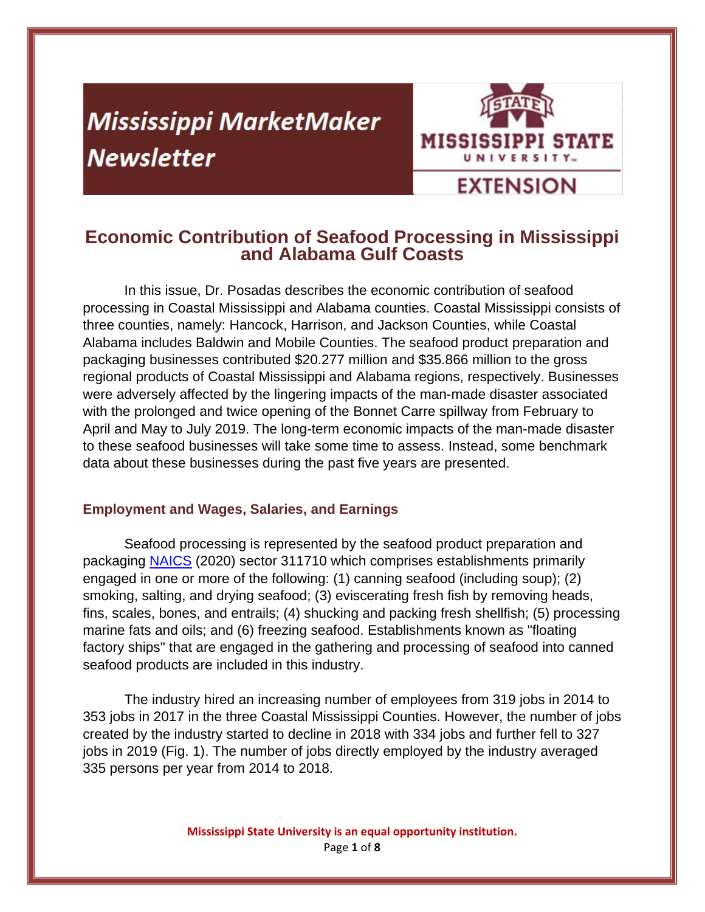# Mississippi MarketMaker Newsletter

## Economic Contribution of Seafood Processing in Mississippi and Alabama Gulf Coasts

In this issue, Dr. Posadas describes the economic contribution of seafood processing in Coastal Mississippi and Alabama counties. Coastal Mississippi consists of three counties, namely: Hancock, Harrison, and Jackson Counties, while Coastal Alabama includes Baldwin and Mobile Counties. The seafood product preparation and packaging businesses contributed $20.277 million and $35.866 million to the gross regional products of Coastal Mississippi and Alabama regions, respectively. Businesses were adversely affected by the lingering impacts of the man-made disaster associated with the prolonged and twice opening of the Bonnet Carre spillway from February to April and May to July 2019. The long-term economic impacts of the man-made disaster to these seafood businesses will take some time to assess. Instead, some benchmark data about these businesses during the past five years are presented.

### Employment and Wages, Salaries, and Earnings

Seafood processing is represented by the seafood product preparation and packaging NAICS (2020) sector 311710 which comprises establishments primarily engaged in one or more of the following: (1) canning seafood (including soup); (2) smoking, salting, and drying seafood; (3) eviscerating fresh fish by removing heads, fins, scales, bones, and entrails; (4) shucking and packing fresh shellfish; (5) processing marine fats and oils; and (6) freezing seafood. Establishments known as "floating factory ships" that are engaged in the gathering and processing of seafood into canned seafood products are included in this industry.

The industry hired an increasing number of employees from 319 jobs in 2014 to 353 jobs in 2017 in the three Coastal Mississippi Counties. However, the number of jobs created by the industry started to decline in 2018 with 334 jobs and further fell to 327 jobs in 2019 (Fig. 1). The number of jobs directly employed by the industry averaged 335 persons per year from 2014 to 2018.

Mississippi State University is an equal opportunity institution.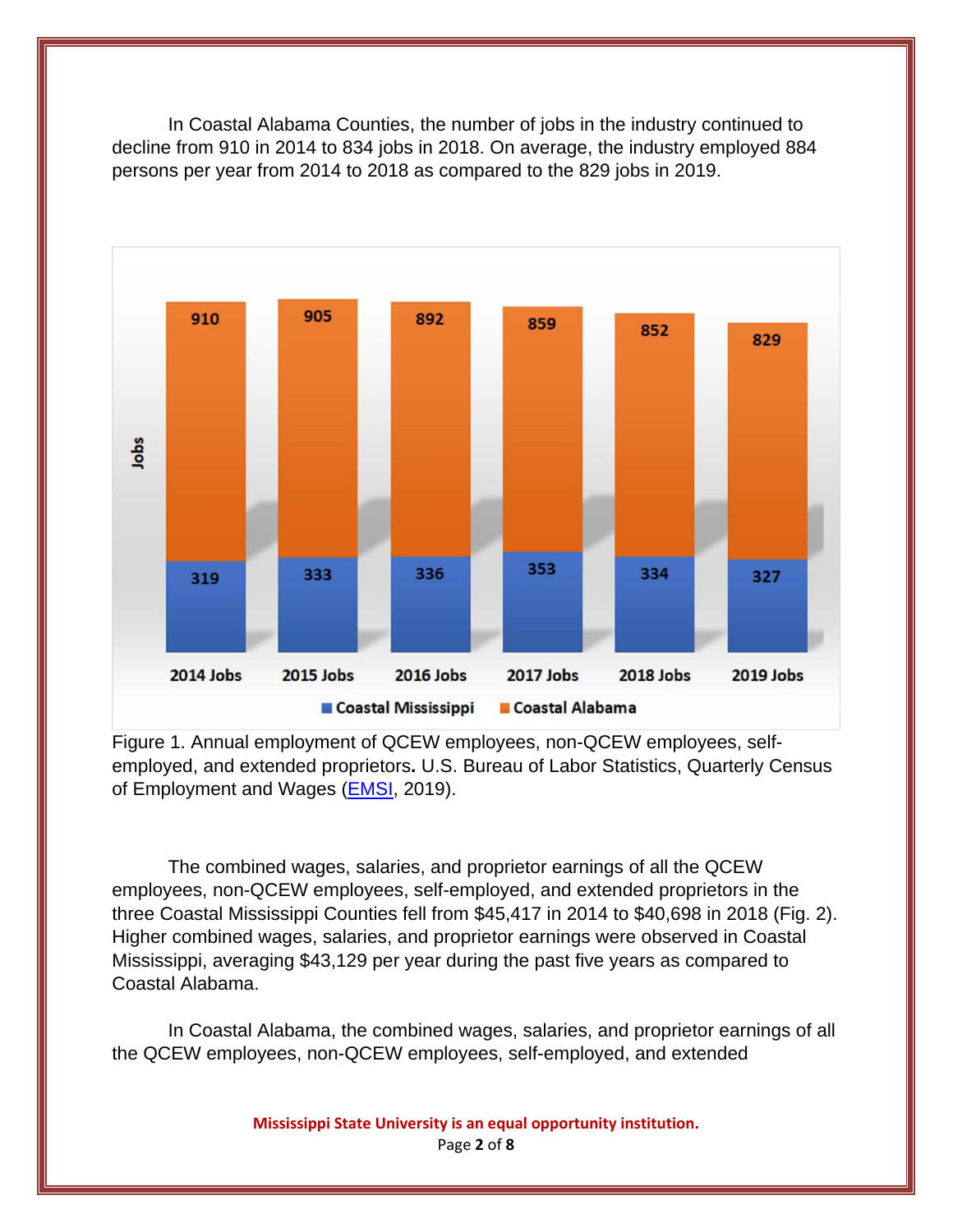In Coastal Alabama Counties, the number of jobs in the industry continued to decline from 910 in 2014 to 834 jobs in 2018. On average, the industry employed 884 persons per year from 2014 to 2018 as compared to the 829 jobs in 2019.

Figure 1. Annual employment of QCEW employees, non-QCEW employees, self-employed, and extended proprietors. U.S. Bureau of Labor Statistics, Quarterly Census of Employment and Wages (EMSI, 2019).

The combined wages, salaries, and proprietor earnings of all the QCEW employees, non-QCEW employees, self-employed, and extended proprietors in the three Coastal Mississippi Counties fell from $45,417 in 2014 to $40,698 in 2018 (Fig. 2). Higher combined wages, salaries, and proprietor earnings were observed in Coastal Mississippi, averaging $43,129 per year during the past five years as compared to Coastal Alabama.

In Coastal Alabama, the combined wages, salaries, and proprietor earnings of all the QCEW employees, non-QCEW employees, self-employed, and extended

Mississippi State University is an equal opportunity institution.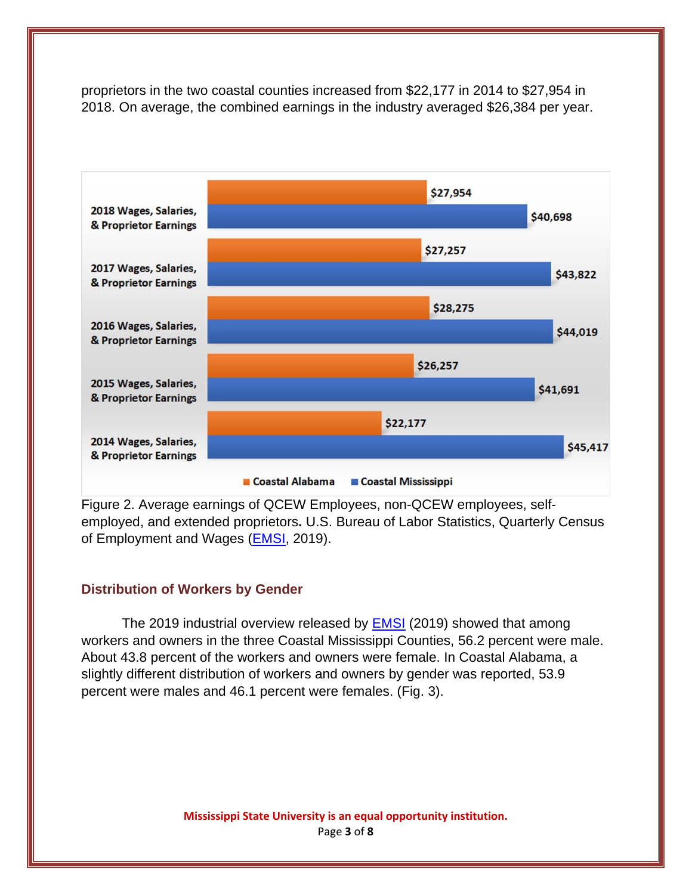proprietors in the two coastal counties increased from $22,177 in 2014 to $27,954 in 2018. On average, the combined earnings in the industry averaged $26,384 per year.

| | Coastal Alabama | Coastal Mississippi |
|---|---|---|
| 2018 Wages, Salaries, & Proprietor Earnings | $27,954 | $40,698 |
| 2017 Wages, Salaries, & Proprietor Earnings | $27,257 | $43,822 |
| 2016 Wages, Salaries, & Proprietor Earnings | $28,275 | $44,019 |
| 2015 Wages, Salaries, & Proprietor Earnings | $26,257 | $41,691 |
| 2014 Wages, Salaries, & Proprietor Earnings | $22,177 | $45,417 |

Figure 2. Average earnings of QCEW Employees, non-QCEW employees, self-employed, and extended proprietors**.** U.S. Bureau of Labor Statistics, Quarterly Census of Employment and Wages (EMSI, 2019).

## Distribution of Workers by Gender

The 2019 industrial overview released by EMSI (2019) showed that among workers and owners in the three Coastal Mississippi Counties, 56.2 percent were male. About 43.8 percent of the workers and owners were female. In Coastal Alabama, a slightly different distribution of workers and owners by gender was reported, 53.9 percent were males and 46.1 percent were females. (Fig. 3).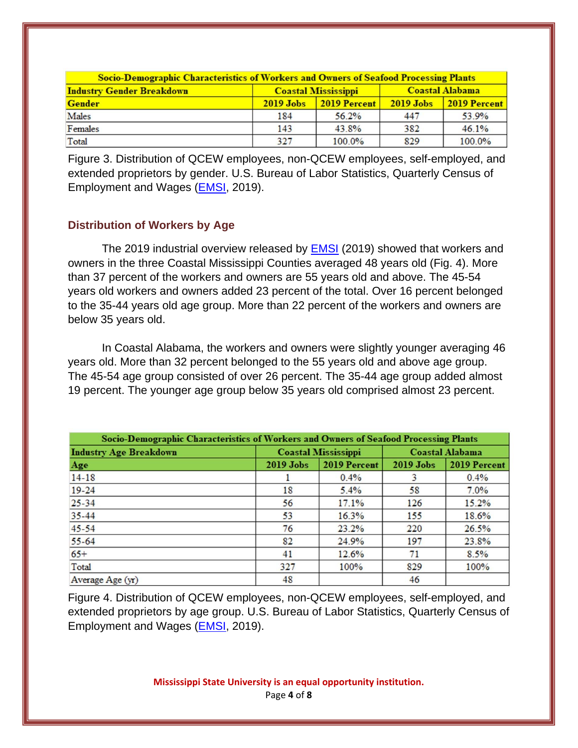| Socio-Demographic Characteristics of Workers and Owners of Seafood Processing Plants | | | | |
|---|---|---|---|---|
| Industry Gender Breakdown | Coastal Mississippi | | Coastal Alabama | |
| Gender | 2019 Jobs | 2019 Percent | 2019 Jobs | 2019 Percent |
| Males | 184 | 56.2% | 447 | 53.9% |
| Females | 143 | 43.8% | 382 | 46.1% |
| Total | 327 | 100.0% | 829 | 100.0% |

Figure 3. Distribution of QCEW employees, non-QCEW employees, self-employed, and extended proprietors by gender. U.S. Bureau of Labor Statistics, Quarterly Census of Employment and Wages (EMSI, 2019).

### Distribution of Workers by Age

The 2019 industrial overview released by EMSI (2019) showed that workers and owners in the three Coastal Mississippi Counties averaged 48 years old (Fig. 4). More than 37 percent of the workers and owners are 55 years old and above. The 45-54 years old workers and owners added 23 percent of the total. Over 16 percent belonged to the 35-44 years old age group. More than 22 percent of the workers and owners are below 35 years old.

In Coastal Alabama, the workers and owners were slightly younger averaging 46 years old. More than 32 percent belonged to the 55 years old and above age group. The 45-54 age group consisted of over 26 percent. The 35-44 age group added almost 19 percent. The younger age group below 35 years old comprised almost 23 percent.

| Socio-Demographic Characteristics of Workers and Owners of Seafood Processing Plants | | | | |
|---|---|---|---|---|
| Industry Age Breakdown | Coastal Mississippi | | Coastal Alabama | |
| Age | 2019 Jobs | 2019 Percent | 2019 Jobs | 2019 Percent |
| 14-18 | 1 | 0.4% | 3 | 0.4% |
| 19-24 | 18 | 5.4% | 58 | 7.0% |
| 25-34 | 56 | 17.1% | 126 | 15.2% |
| 35-44 | 53 | 16.3% | 155 | 18.6% |
| 45-54 | 76 | 23.2% | 220 | 26.5% |
| 55-64 | 82 | 24.9% | 197 | 23.8% |
| 65+ | 41 | 12.6% | 71 | 8.5% |
| Total | 327 | 100% | 829 | 100% |
| Average Age (yr) | 48 | | 46 | |

Figure 4. Distribution of QCEW employees, non-QCEW employees, self-employed, and extended proprietors by age group. U.S. Bureau of Labor Statistics, Quarterly Census of Employment and Wages (EMSI, 2019).

**Mississippi State University is an equal opportunity institution.**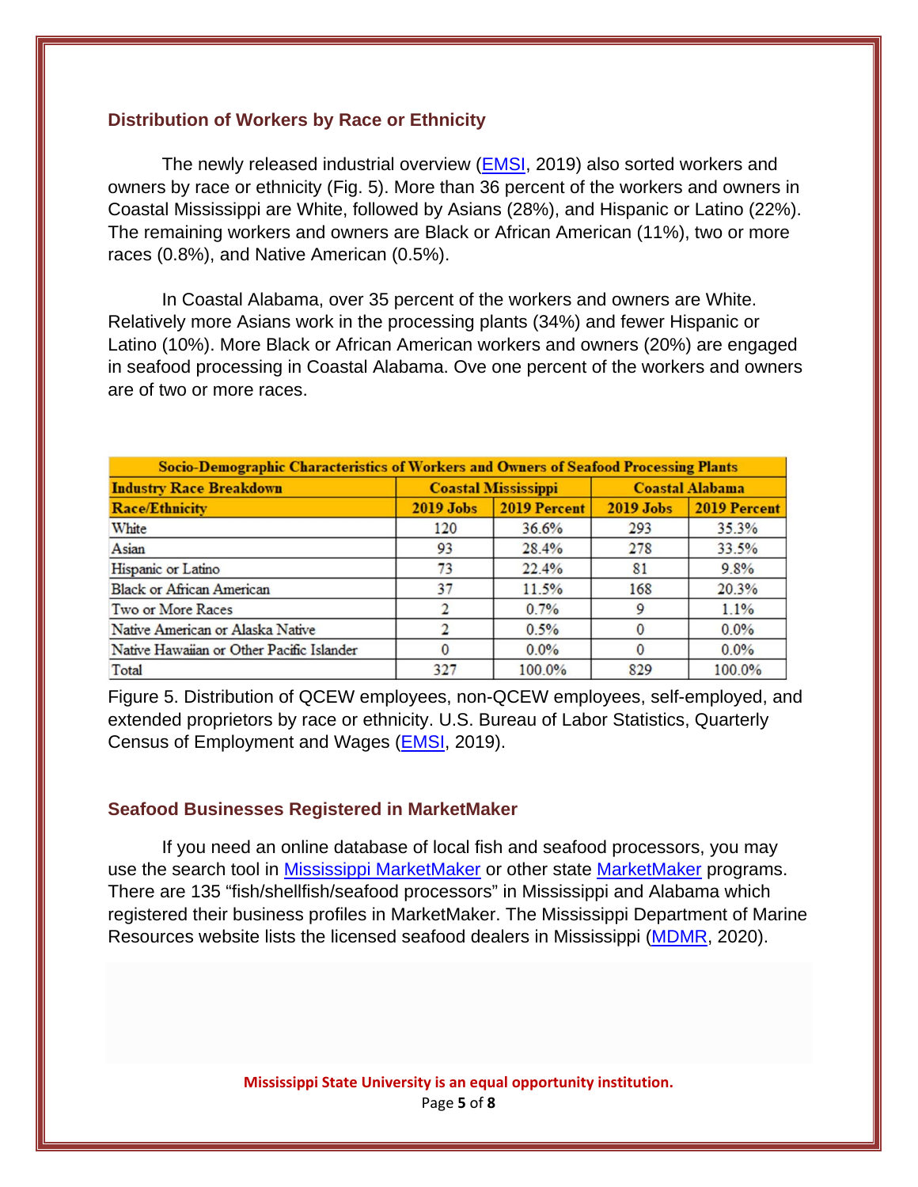## Distribution of Workers by Race or Ethnicity

The newly released industrial overview (EMSI, 2019) also sorted workers and owners by race or ethnicity (Fig. 5). More than 36 percent of the workers and owners in Coastal Mississippi are White, followed by Asians (28%), and Hispanic or Latino (22%). The remaining workers and owners are Black or African American (11%), two or more races (0.8%), and Native American (0.5%).

In Coastal Alabama, over 35 percent of the workers and owners are White. Relatively more Asians work in the processing plants (34%) and fewer Hispanic or Latino (10%). More Black or African American workers and owners (20%) are engaged in seafood processing in Coastal Alabama. Ove one percent of the workers and owners are of two or more races.

| Socio-Demographic Characteristics of Workers and Owners of Seafood Processing Plants | | | | |
|---|---|---|---|---|
| **Industry Race Breakdown** | **Coastal Mississippi** | | **Coastal Alabama** | |
| **Race/Ethnicity** | **2019 Jobs** | **2019 Percent** | **2019 Jobs** | **2019 Percent** |
| White | 120 | 36.6% | 293 | 35.3% |
| Asian | 93 | 28.4% | 278 | 33.5% |
| Hispanic or Latino | 73 | 22.4% | 81 | 9.8% |
| Black or African American | 37 | 11.5% | 168 | 20.3% |
| Two or More Races | 2 | 0.7% | 9 | 1.1% |
| Native American or Alaska Native | 2 | 0.5% | 0 | 0.0% |
| Native Hawaiian or Other Pacific Islander | 0 | 0.0% | 0 | 0.0% |
| Total | 327 | 100.0% | 829 | 100.0% |

Figure 5. Distribution of QCEW employees, non-QCEW employees, self-employed, and extended proprietors by race or ethnicity. U.S. Bureau of Labor Statistics, Quarterly Census of Employment and Wages (EMSI, 2019).

## Seafood Businesses Registered in MarketMaker

If you need an online database of local fish and seafood processors, you may use the search tool in Mississippi MarketMaker or other state MarketMaker programs. There are 135 "fish/shellfish/seafood processors" in Mississippi and Alabama which registered their business profiles in MarketMaker. The Mississippi Department of Marine Resources website lists the licensed seafood dealers in Mississippi (MDMR, 2020).

**Mississippi State University is an equal opportunity institution.**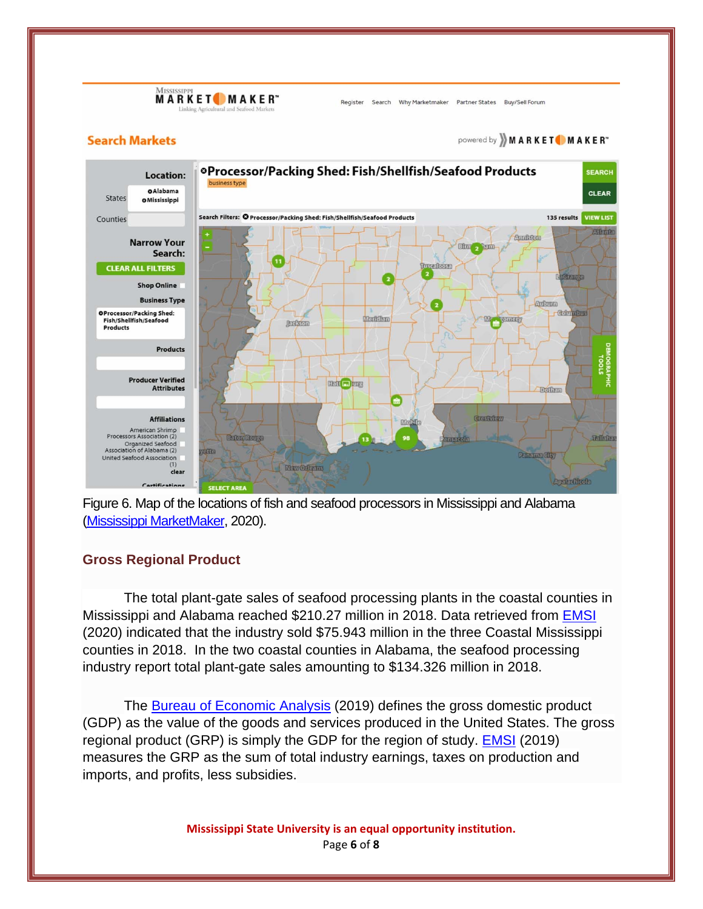Figure 6. Map of the locations of fish and seafood processors in Mississippi and Alabama (Mississippi MarketMaker, 2020).

## Gross Regional Product

The total plant-gate sales of seafood processing plants in the coastal counties in Mississippi and Alabama reached $210.27 million in 2018. Data retrieved from EMSI (2020) indicated that the industry sold $75.943 million in the three Coastal Mississippi counties in 2018. In the two coastal counties in Alabama, the seafood processing industry report total plant-gate sales amounting to $134.326 million in 2018.

The Bureau of Economic Analysis (2019) defines the gross domestic product (GDP) as the value of the goods and services produced in the United States. The gross regional product (GRP) is simply the GDP for the region of study. EMSI (2019) measures the GRP as the sum of total industry earnings, taxes on production and imports, and profits, less subsidies.

**Mississippi State University is an equal opportunity institution.**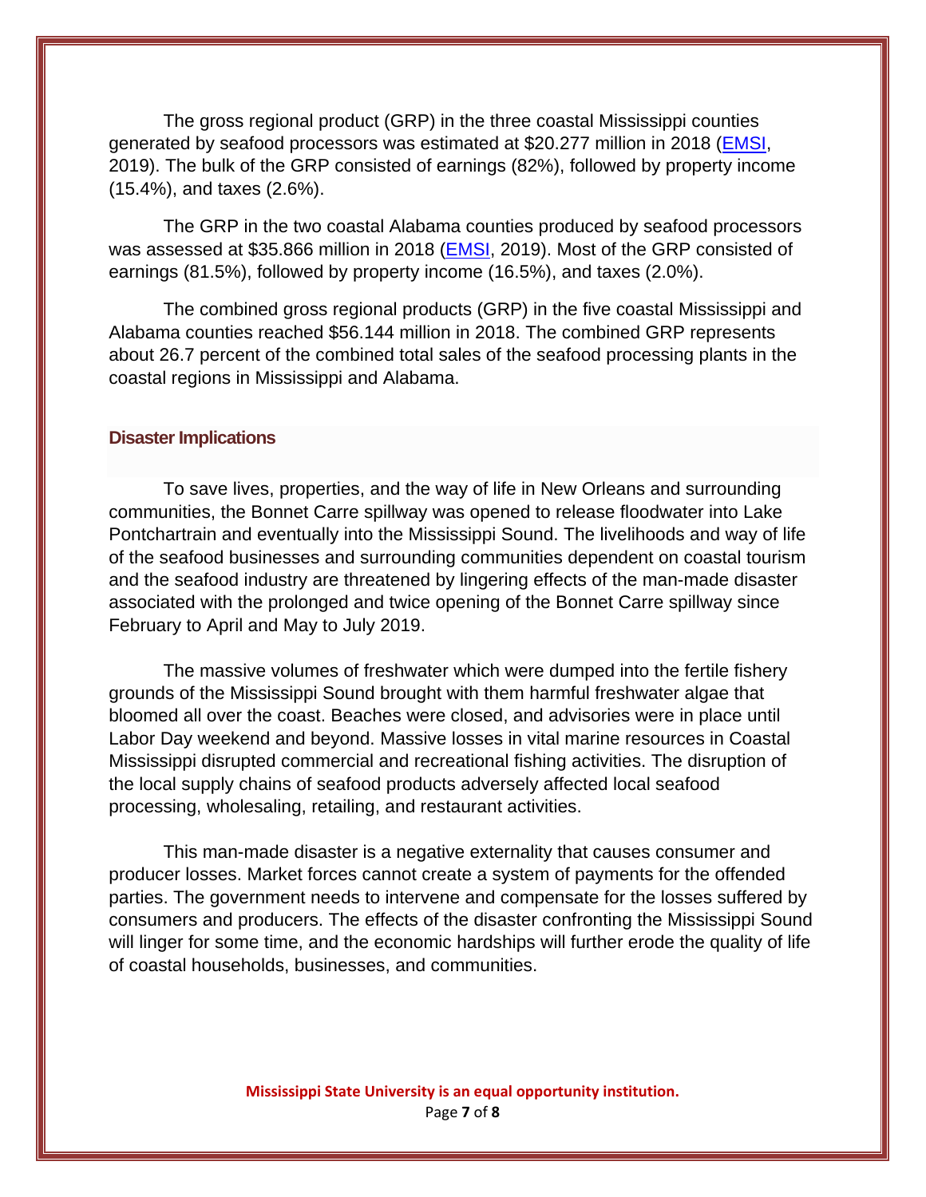The gross regional product (GRP) in the three coastal Mississippi counties generated by seafood processors was estimated at $20.277 million in 2018 (EMSI, 2019). The bulk of the GRP consisted of earnings (82%), followed by property income (15.4%), and taxes (2.6%).

The GRP in the two coastal Alabama counties produced by seafood processors was assessed at $35.866 million in 2018 (EMSI, 2019). Most of the GRP consisted of earnings (81.5%), followed by property income (16.5%), and taxes (2.0%).

The combined gross regional products (GRP) in the five coastal Mississippi and Alabama counties reached $56.144 million in 2018. The combined GRP represents about 26.7 percent of the combined total sales of the seafood processing plants in the coastal regions in Mississippi and Alabama.

## Disaster Implications

To save lives, properties, and the way of life in New Orleans and surrounding communities, the Bonnet Carre spillway was opened to release floodwater into Lake Pontchartrain and eventually into the Mississippi Sound. The livelihoods and way of life of the seafood businesses and surrounding communities dependent on coastal tourism and the seafood industry are threatened by lingering effects of the man-made disaster associated with the prolonged and twice opening of the Bonnet Carre spillway since February to April and May to July 2019.

The massive volumes of freshwater which were dumped into the fertile fishery grounds of the Mississippi Sound brought with them harmful freshwater algae that bloomed all over the coast. Beaches were closed, and advisories were in place until Labor Day weekend and beyond. Massive losses in vital marine resources in Coastal Mississippi disrupted commercial and recreational fishing activities. The disruption of the local supply chains of seafood products adversely affected local seafood processing, wholesaling, retailing, and restaurant activities.

This man-made disaster is a negative externality that causes consumer and producer losses. Market forces cannot create a system of payments for the offended parties. The government needs to intervene and compensate for the losses suffered by consumers and producers. The effects of the disaster confronting the Mississippi Sound will linger for some time, and the economic hardships will further erode the quality of life of coastal households, businesses, and communities.

**Mississippi State University is an equal opportunity institution.**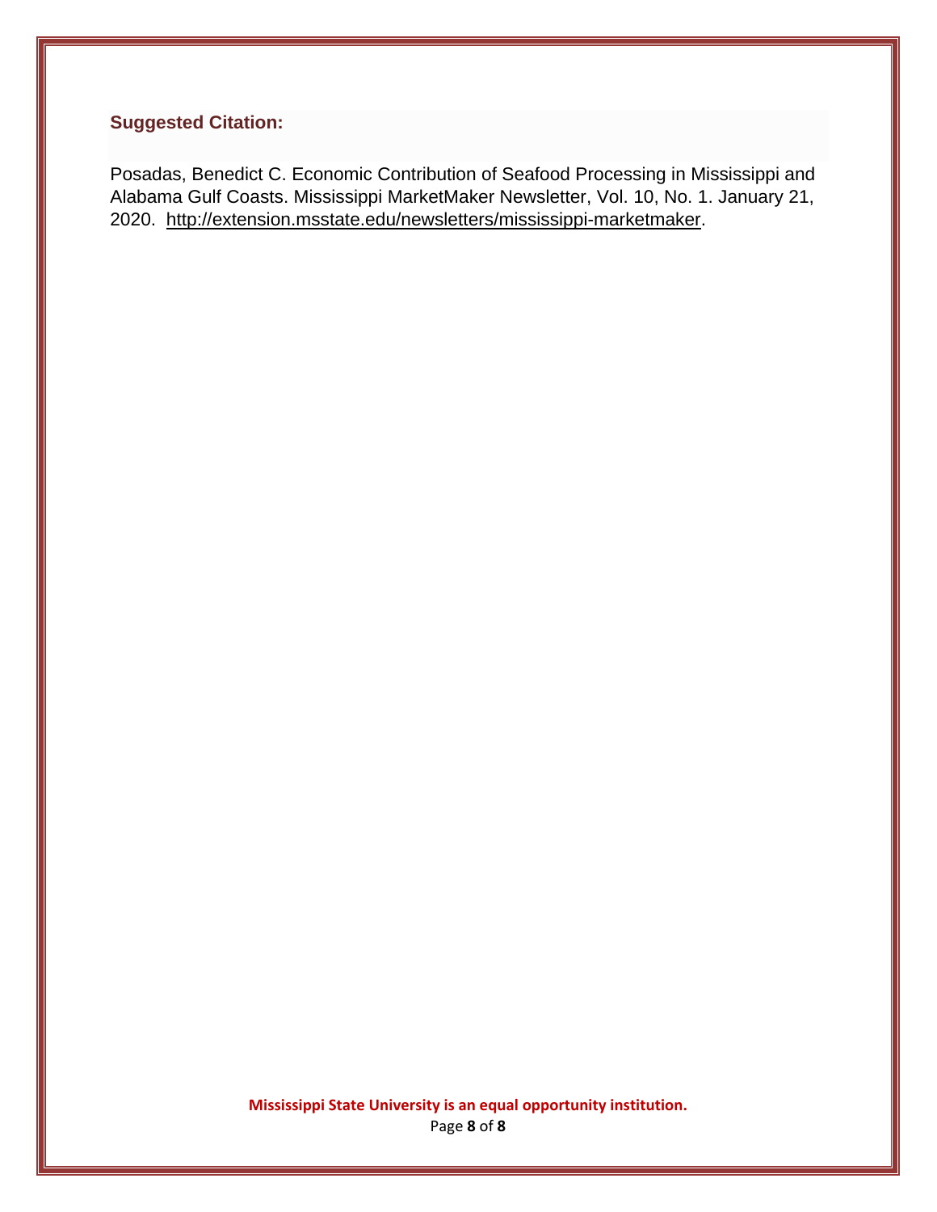### Suggested Citation:

Posadas, Benedict C. Economic Contribution of Seafood Processing in Mississippi and Alabama Gulf Coasts. Mississippi MarketMaker Newsletter, Vol. 10, No. 1. January 21, 2020. http://extension.msstate.edu/newsletters/mississippi-marketmaker.

**Mississippi State University is an equal opportunity institution.**